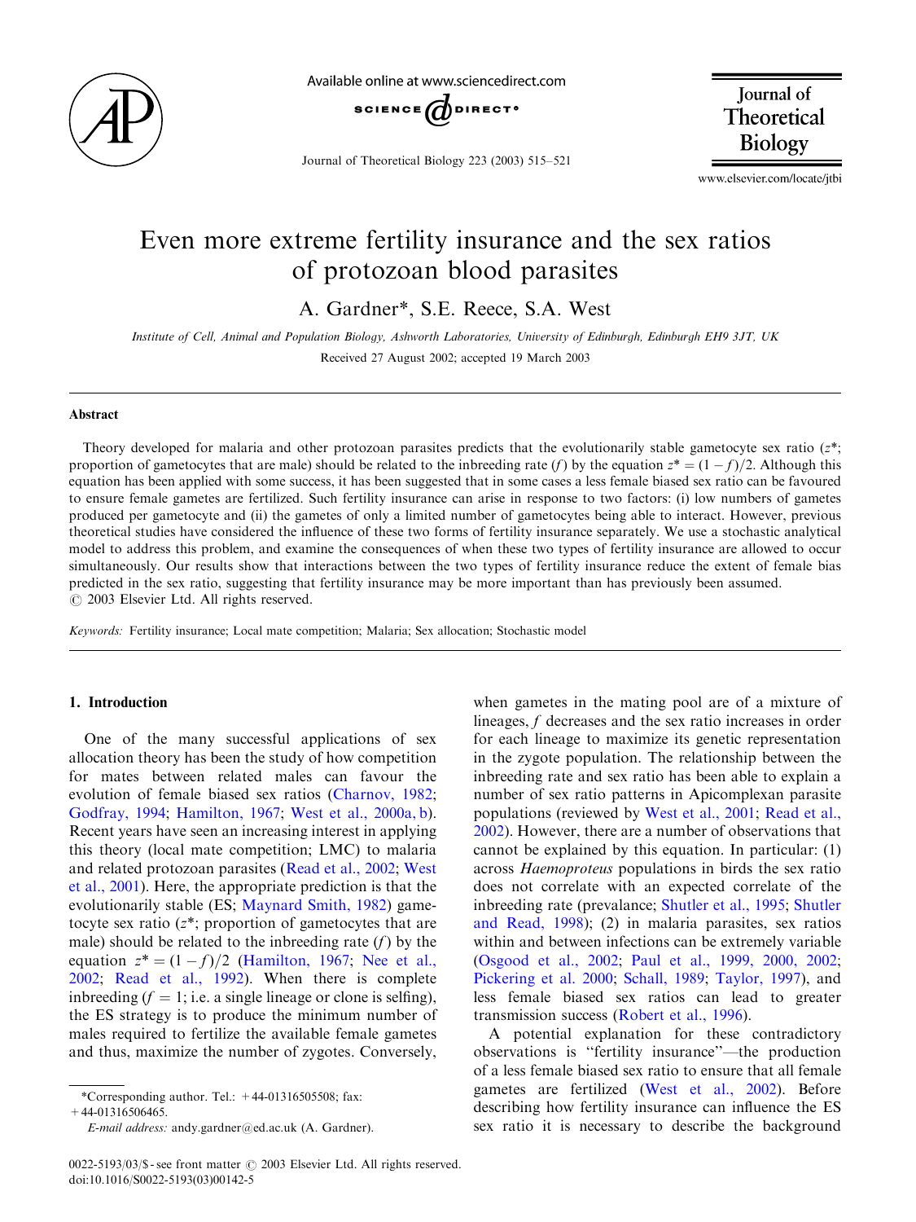# Even more extreme fertility insurance and the sex ratios of protozoan blood parasites

A. Gardner*, S.E. Reece, S.A. West

*Institute of Cell, Animal and Population Biology, Ashworth Laboratories, University of Edinburgh, Edinburgh EH9 3JT, UK*

Received 27 August 2002; accepted 19 March 2003

## Abstract

Theory developed for malaria and other protozoan parasites predicts that the evolutionarily stable gametocyte sex ratio ($z^*$; proportion of gametocytes that are male) should be related to the inbreeding rate ($f$) by the equation $z^* = (1-f)/2$. Although this equation has been applied with some success, it has been suggested that in some cases a less female biased sex ratio can be favoured to ensure female gametes are fertilized. Such fertility insurance can arise in response to two factors: (i) low numbers of gametes produced per gametocyte and (ii) the gametes of only a limited number of gametocytes being able to interact. However, previous theoretical studies have considered the influence of these two forms of fertility insurance separately. We use a stochastic analytical model to address this problem, and examine the consequences of when these two types of fertility insurance are allowed to occur simultaneously. Our results show that interactions between the two types of fertility insurance reduce the extent of female bias predicted in the sex ratio, suggesting that fertility insurance may be more important than has previously been assumed.
© 2003 Elsevier Ltd. All rights reserved.

*Keywords:* Fertility insurance; Local mate competition; Malaria; Sex allocation; Stochastic model

## 1. Introduction

One of the many successful applications of sex allocation theory has been the study of how competition for mates between related males can favour the evolution of female biased sex ratios (Charnov, 1982; Godfray, 1994; Hamilton, 1967; West et al., 2000a, b). Recent years have seen an increasing interest in applying this theory (local mate competition; LMC) to malaria and related protozoan parasites (Read et al., 2002; West et al., 2001). Here, the appropriate prediction is that the evolutionarily stable (ES; Maynard Smith, 1982) gametocyte sex ratio ($z^*$; proportion of gametocytes that are male) should be related to the inbreeding rate ($f$) by the equation $z^* = (1-f)/2$ (Hamilton, 1967; Nee et al., 2002; Read et al., 1992). When there is complete inbreeding ($f = 1$; i.e. a single lineage or clone is selfing), the ES strategy is to produce the minimum number of males required to fertilize the available female gametes and thus, maximize the number of zygotes. Conversely, when gametes in the mating pool are of a mixture of lineages, $f$ decreases and the sex ratio increases in order for each lineage to maximize its genetic representation in the zygote population. The relationship between the inbreeding rate and sex ratio has been able to explain a number of sex ratio patterns in Apicomplexan parasite populations (reviewed by West et al., 2001; Read et al., 2002). However, there are a number of observations that cannot be explained by this equation. In particular: (1) across *Haemoproteus* populations in birds the sex ratio does not correlate with an expected correlate of the inbreeding rate (prevalance; Shutler et al., 1995; Shutler and Read, 1998); (2) in malaria parasites, sex ratios within and between infections can be extremely variable (Osgood et al., 2002; Paul et al., 1999, 2000, 2002; Pickering et al. 2000; Schall, 1989; Taylor, 1997), and less female biased sex ratios can lead to greater transmission success (Robert et al., 1996).

A potential explanation for these contradictory observations is "fertility insurance"—the production of a less female biased sex ratio to ensure that all female gametes are fertilized (West et al., 2002). Before describing how fertility insurance can influence the ES sex ratio it is necessary to describe the background

*Corresponding author. Tel.: +44-01316505508; fax: +44-01316506465.
*E-mail address:* andy.gardner@ed.ac.uk (A. Gardner).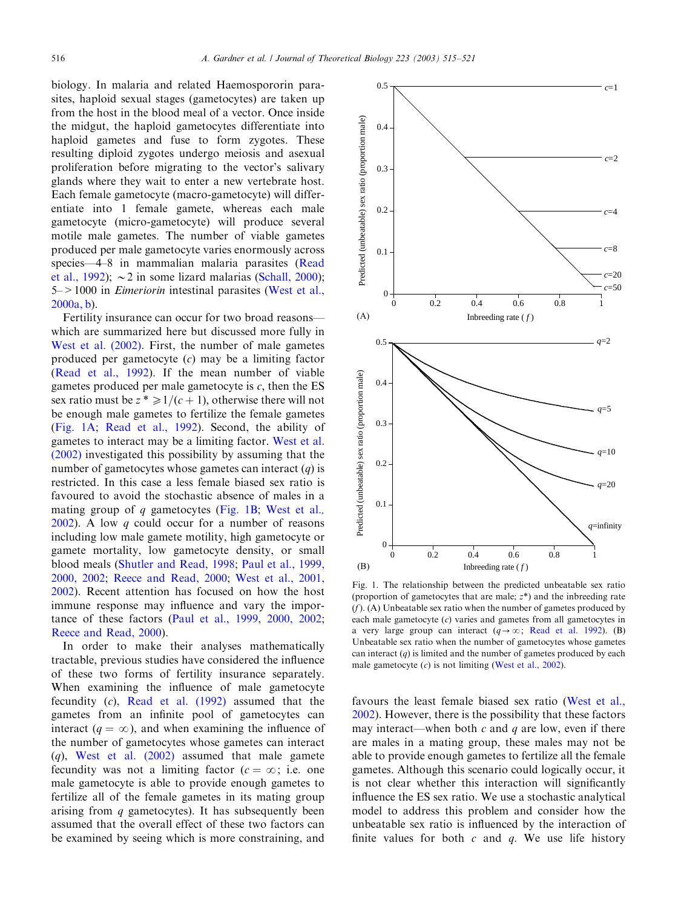biology. In malaria and related Haemospororin parasites, haploid sexual stages (gametocytes) are taken up from the host in the blood meal of a vector. Once inside the midgut, the haploid gametocytes differentiate into haploid gametes and fuse to form zygotes. These resulting diploid zygotes undergo meiosis and asexual proliferation before migrating to the vector's salivary glands where they wait to enter a new vertebrate host. Each female gametocyte (macro-gametocyte) will differentiate into 1 female gamete, whereas each male gametocyte (micro-gametocyte) will produce several motile male gametes. The number of viable gametes produced per male gametocyte varies enormously across species—4–8 in mammalian malaria parasites (Read et al., 1992); ~2 in some lizard malarias (Schall, 2000); 5–>1000 in *Eimeriorin* intestinal parasites (West et al., 2000a, b).

Fertility insurance can occur for two broad reasons—which are summarized here but discussed more fully in West et al. (2002). First, the number of male gametes produced per gametocyte ($c$) may be a limiting factor (Read et al., 1992). If the mean number of viable gametes produced per male gametocyte is $c$, then the ES sex ratio must be $z^* \geqslant 1/(c+1)$, otherwise there will not be enough male gametes to fertilize the female gametes (Fig. 1A; Read et al., 1992). Second, the ability of gametes to interact may be a limiting factor. West et al. (2002) investigated this possibility by assuming that the number of gametocytes whose gametes can interact ($q$) is restricted. In this case a less female biased sex ratio is favoured to avoid the stochastic absence of males in a mating group of $q$ gametocytes (Fig. 1B; West et al., 2002). A low $q$ could occur for a number of reasons including low male gamete motility, high gametocyte or gamete mortality, low gametocyte density, or small blood meals (Shutler and Read, 1998; Paul et al., 1999, 2000, 2002; Reece and Read, 2000; West et al., 2001, 2002). Recent attention has focused on how the host immune response may influence and vary the importance of these factors (Paul et al., 1999, 2000, 2002; Reece and Read, 2000).

In order to make their analyses mathematically tractable, previous studies have considered the influence of these two forms of fertility insurance separately. When examining the influence of male gametocyte fecundity ($c$), Read et al. (1992) assumed that the gametes from an infinite pool of gametocytes can interact ($q = \infty$), and when examining the influence of the number of gametocytes whose gametes can interact ($q$), West et al. (2002) assumed that male gamete fecundity was not a limiting factor ($c = \infty$; i.e. one male gametocyte is able to provide enough gametes to fertilize all of the female gametes in its mating group arising from $q$ gametocytes). It has subsequently been assumed that the overall effect of these two factors can be examined by seeing which is more constraining, and favours the least female biased sex ratio (West et al., 2002). However, there is the possibility that these factors may interact—when both $c$ and $q$ are low, even if there are males in a mating group, these males may not be able to provide enough gametes to fertilize all the female gametes. Although this scenario could logically occur, it is not clear whether this interaction will significantly influence the ES sex ratio. We use a stochastic analytical model to address this problem and consider how the unbeatable sex ratio is influenced by the interaction of finite values for both $c$ and $q$. We use life history

Fig. 1. The relationship between the predicted unbeatable sex ratio (proportion of gametocytes that are male; $z^*$) and the inbreeding rate ($f$). (A) Unbeatable sex ratio when the number of gametes produced by each male gametocyte ($c$) varies and gametes from all gametocytes in a very large group can interact ($q \to \infty$; Read et al. 1992). (B) Unbeatable sex ratio when the number of gametocytes whose gametes can interact ($q$) is limited and the number of gametes produced by each male gametocyte ($c$) is not limiting (West et al., 2002).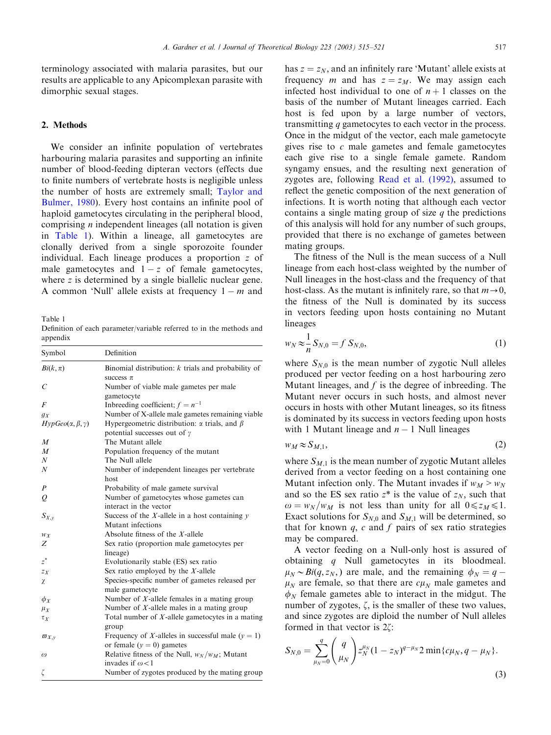terminology associated with malaria parasites, but our results are applicable to any Apicomplexan parasite with dimorphic sexual stages.

## 2. Methods

We consider an infinite population of vertebrates harbouring malaria parasites and supporting an infinite number of blood-feeding dipteran vectors (effects due to finite numbers of vertebrate hosts is negligible unless the number of hosts are extremely small; Taylor and Bulmer, 1980). Every host contains an infinite pool of haploid gametocytes circulating in the peripheral blood, comprising $n$ independent lineages (all notation is given in Table 1). Within a lineage, all gametocytes are clonally derived from a single sporozoite founder individual. Each lineage produces a proportion $z$ of male gametocytes and $1 - z$ of female gametocytes, where $z$ is determined by a single biallelic nuclear gene. A common 'Null' allele exists at frequency $1 - m$ and has $z = z_N$, and an infinitely rare 'Mutant' allele exists at frequency $m$ and has $z = z_M$. We may assign each infected host individual to one of $n + 1$ classes on the basis of the number of Mutant lineages carried. Each host is fed upon by a large number of vectors, transmitting $q$ gametocytes to each vector in the process. Once in the midgut of the vector, each male gametocyte gives rise to $c$ male gametes and female gametocytes each give rise to a single female gamete. Random syngamy ensues, and the resulting next generation of zygotes are, following Read et al. (1992), assumed to reflect the genetic composition of the next generation of infections. It is worth noting that although each vector contains a single mating group of size $q$ the predictions of this analysis will hold for any number of such groups, provided that there is no exchange of gametes between mating groups.

Table 1
Definition of each parameter/variable referred to in the methods and appendix

| Symbol | Definition |
|---|---|
| $Bi(k, \pi)$ | Binomial distribution: $k$ trials and probability of success $\pi$ |
| $C$ | Number of viable male gametes per male gametocyte |
| $F$ | Inbreeding coefficient; $f = n^{-1}$ |
| $g_X$ | Number of X-allele male gametes remaining viable |
| $HypGeo(\alpha, \beta, \gamma)$ | Hypergeometric distribution: $\alpha$ trials, and $\beta$ potential successes out of $\gamma$ |
| $M$ | The Mutant allele |
| $M$ | Population frequency of the mutant |
| $N$ | The Null allele |
| $N$ | Number of independent lineages per vertebrate host |
| $P$ | Probability of male gamete survival |
| $Q$ | Number of gametocytes whose gametes can interact in the vector |
| $S_{X,y}$ | Success of the $X$-allele in a host containing $y$ Mutant infections |
| $w_X$ | Absolute fitness of the $X$-allele |
| $Z$ | Sex ratio (proportion male gametocytes per lineage) |
| $z^*$ | Evolutionarily stable (ES) sex ratio |
| $z_X$ | Sex ratio employed by the $X$-allele |
| $\chi$ | Species-specific number of gametes released per male gametocyte |
| $\phi_X$ | Number of $X$-allele females in a mating group |
| $\mu_X$ | Number of $X$-allele males in a mating group |
| $\tau_X$ | Total number of $X$-allele gametocytes in a mating group |
| $\varpi_{X,y}$ | Frequency of $X$-alleles in successful male ($y = 1$) or female ($y = 0$) gametes |
| $\omega$ | Relative fitness of the Null, $w_N/w_M$; Mutant invades if $\omega < 1$ |
| $\zeta$ | Number of zygotes produced by the mating group |

The fitness of the Null is the mean success of a Null lineage from each host-class weighted by the number of Null lineages in the host-class and the frequency of that host-class. As the mutant is infinitely rare, so that $m \to 0$, the fitness of the Null is dominated by its success in vectors feeding upon hosts containing no Mutant lineages

$$w_N \approx \frac{1}{n} S_{N,0} = f\, S_{N,0}, \tag{1}$$

where $S_{N,0}$ is the mean number of zygotic Null alleles produced per vector feeding on a host harbouring zero Mutant lineages, and $f$ is the degree of inbreeding. The Mutant never occurs in such hosts, and almost never occurs in hosts with other Mutant lineages, so its fitness is dominated by its success in vectors feeding upon hosts with 1 Mutant lineage and $n - 1$ Null lineages

$$w_M \approx S_{M,1}, \tag{2}$$

where $S_{M,1}$ is the mean number of zygotic Mutant alleles derived from a vector feeding on a host containing one Mutant infection only. The Mutant invades if $w_M > w_N$ and so the ES sex ratio $z^*$ is the value of $z_N$, such that $\omega = w_N/w_M$ is not less than unity for all $0 \leqslant z_M \leqslant 1$. Exact solutions for $S_{N,0}$ and $S_{M,1}$ will be determined, so that for known $q$, $c$ and $f$ pairs of sex ratio strategies may be compared.

A vector feeding on a Null-only host is assured of obtaining $q$ Null gametocytes in its bloodmeal. $\mu_N \sim Bi(q, z_N,)$ are male, and the remaining $\phi_N = q - \mu_N$ are female, so that there are $c\mu_N$ male gametes and $\phi_N$ female gametes able to interact in the midgut. The number of zygotes, $\zeta$, is the smaller of these two values, and since zygotes are diploid the number of Null alleles formed in that vector is $2\zeta$:

$$S_{N,0} = \sum_{\mu_N=0}^{q} \binom{q}{\mu_N} z_N^{\mu_N} (1 - z_N)^{q-\mu_N} 2 \min\{c\mu_N, q - \mu_N\}. \tag{3}$$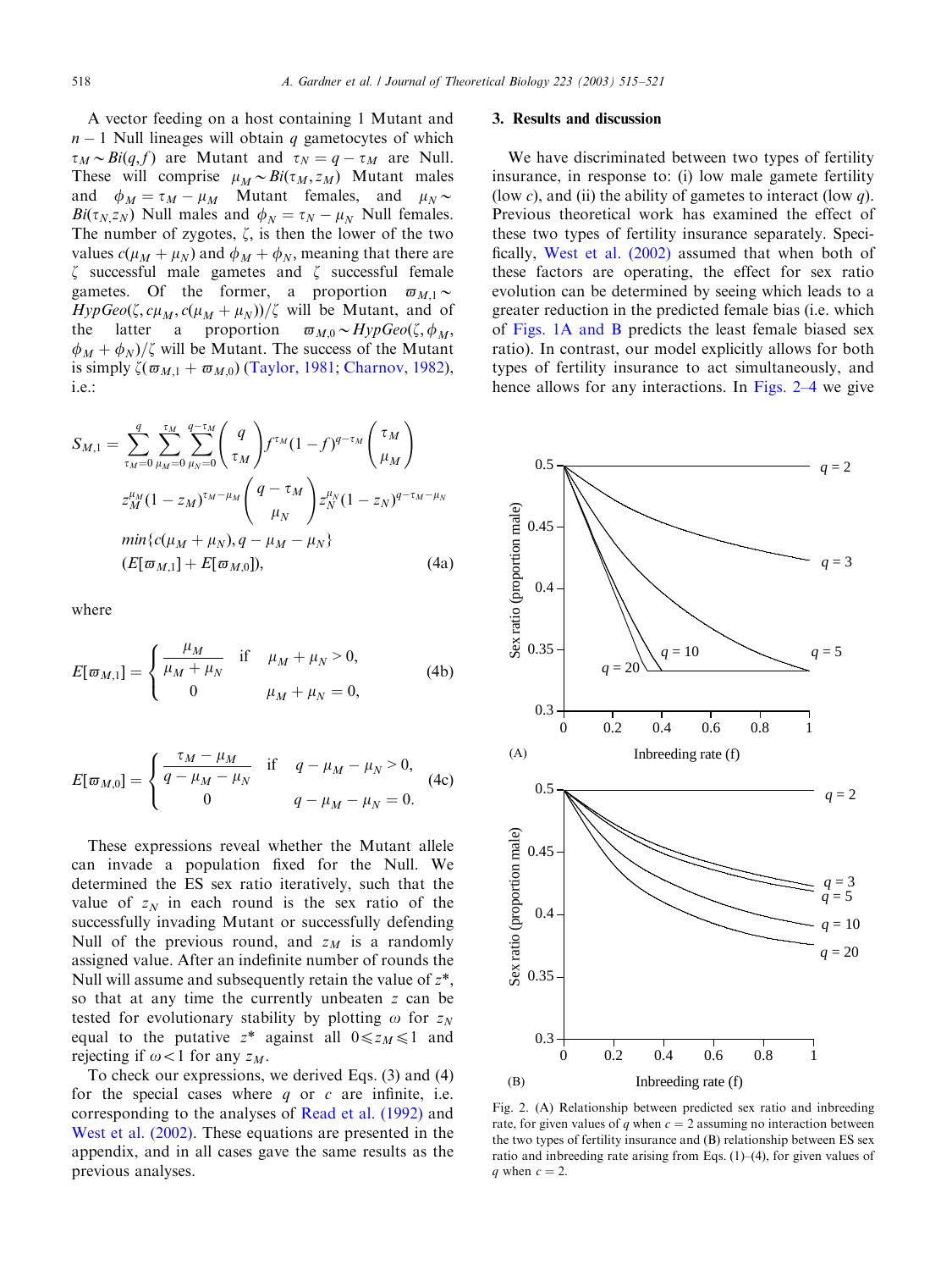A vector feeding on a host containing 1 Mutant and $n-1$ Null lineages will obtain $q$ gametocytes of which $\tau_M \sim Bi(q, f)$ are Mutant and $\tau_N = q - \tau_M$ are Null. These will comprise $\mu_M \sim Bi(\tau_M, z_M)$ Mutant males and $\phi_M = \tau_M - \mu_M$ Mutant females, and $\mu_N \sim Bi(\tau_N, z_N)$ Null males and $\phi_N = \tau_N - \mu_N$ Null females. The number of zygotes, $\zeta$, is then the lower of the two values $c(\mu_M + \mu_N)$ and $\phi_M + \phi_N$, meaning that there are $\zeta$ successful male gametes and $\zeta$ successful female gametes. Of the former, a proportion $\varpi_{M,1} \sim HypGeo(\zeta, c\mu_M, c(\mu_M + \mu_N))/\zeta$ will be Mutant, and of the latter a proportion $\varpi_{M,0} \sim HypGeo(\zeta, \phi_M, \phi_M + \phi_N)/\zeta$ will be Mutant. The success of the Mutant is simply $\zeta(\varpi_{M,1} + \varpi_{M,0})$ (Taylor, 1981; Charnov, 1982), i.e.:

$$S_{M,1} = \sum_{\tau_M=0}^{q} \sum_{\mu_M=0}^{\tau_M} \sum_{\mu_N=0}^{q-\tau_M} \binom{q}{\tau_M} f^{\tau_M}(1-f)^{q-\tau_M} \binom{\tau_M}{\mu_M} z_M^{\mu_M}(1-z_M)^{\tau_M-\mu_M} \binom{q-\tau_M}{\mu_N} z_N^{\mu_N}(1-z_N)^{q-\tau_M-\mu_N} \min\{c(\mu_M+\mu_N), q-\mu_M-\mu_N\} (E[\varpi_{M,1}] + E[\varpi_{M,0}]), \tag{4a}$$

where

$$E[\varpi_{M,1}] = \begin{cases} \dfrac{\mu_M}{\mu_M+\mu_N} & \text{if} \quad \mu_M+\mu_N > 0, \\ 0 & \quad\quad \mu_M+\mu_N = 0, \end{cases} \tag{4b}$$

$$E[\varpi_{M,0}] = \begin{cases} \dfrac{\tau_M-\mu_M}{q-\mu_M-\mu_N} & \text{if} \quad q-\mu_M-\mu_N > 0, \\ 0 & \quad\quad q-\mu_M-\mu_N = 0. \end{cases} \tag{4c}$$

These expressions reveal whether the Mutant allele can invade a population fixed for the Null. We determined the ES sex ratio iteratively, such that the value of $z_N$ in each round is the sex ratio of the successfully invading Mutant or successfully defending Null of the previous round, and $z_M$ is a randomly assigned value. After an indefinite number of rounds the Null will assume and subsequently retain the value of $z^*$, so that at any time the currently unbeaten $z$ can be tested for evolutionary stability by plotting $\omega$ for $z_N$ equal to the putative $z^*$ against all $0 \leqslant z_M \leqslant 1$ and rejecting if $\omega < 1$ for any $z_M$.

To check our expressions, we derived Eqs. (3) and (4) for the special cases where $q$ or $c$ are infinite, i.e. corresponding to the analyses of Read et al. (1992) and West et al. (2002). These equations are presented in the appendix, and in all cases gave the same results as the previous analyses.

## 3. Results and discussion

We have discriminated between two types of fertility insurance, in response to: (i) low male gamete fertility (low $c$), and (ii) the ability of gametes to interact (low $q$). Previous theoretical work has examined the effect of these two types of fertility insurance separately. Specifically, West et al. (2002) assumed that when both of these factors are operating, the effect for sex ratio evolution can be determined by seeing which leads to a greater reduction in the predicted female bias (i.e. which of Figs. 1A and B predicts the least female biased sex ratio). In contrast, our model explicitly allows for both types of fertility insurance to act simultaneously, and hence allows for any interactions. In Figs. 2–4 we give

Fig. 2. (A) Relationship between predicted sex ratio and inbreeding rate, for given values of $q$ when $c = 2$ assuming no interaction between the two types of fertility insurance and (B) relationship between ES sex ratio and inbreeding rate arising from Eqs. (1)–(4), for given values of $q$ when $c = 2$.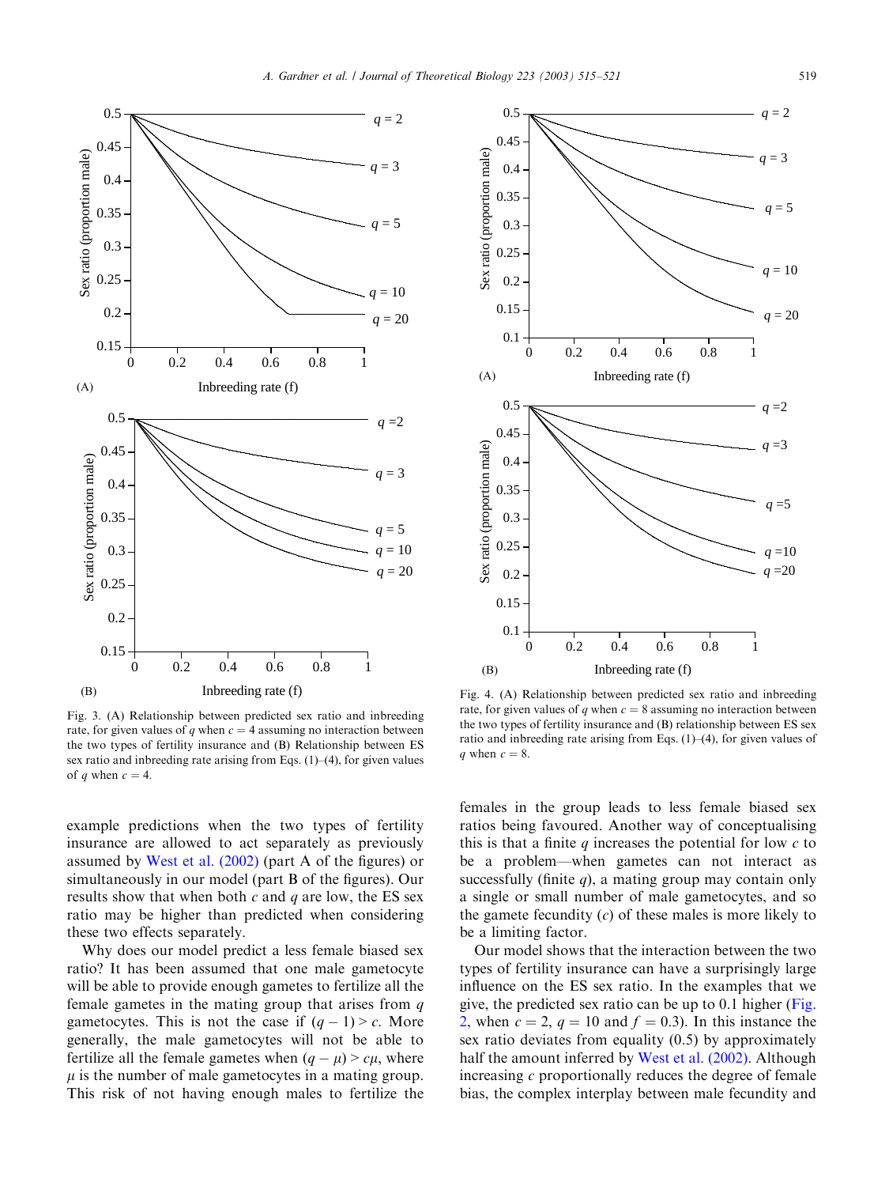Fig. 3. (A) Relationship between predicted sex ratio and inbreeding rate, for given values of $q$ when $c = 4$ assuming no interaction between the two types of fertility insurance and (B) Relationship between ES sex ratio and inbreeding rate arising from Eqs. (1)–(4), for given values of $q$ when $c = 4$.

Fig. 4. (A) Relationship between predicted sex ratio and inbreeding rate, for given values of $q$ when $c = 8$ assuming no interaction between the two types of fertility insurance and (B) relationship between ES sex ratio and inbreeding rate arising from Eqs. (1)–(4), for given values of $q$ when $c = 8$.

example predictions when the two types of fertility insurance are allowed to act separately as previously assumed by West et al. (2002) (part A of the figures) or simultaneously in our model (part B of the figures). Our results show that when both $c$ and $q$ are low, the ES sex ratio may be higher than predicted when considering these two effects separately.

Why does our model predict a less female biased sex ratio? It has been assumed that one male gametocyte will be able to provide enough gametes to fertilize all the female gametes in the mating group that arises from $q$ gametocytes. This is not the case if $(q - 1) > c$. More generally, the male gametocytes will not be able to fertilize all the female gametes when $(q - \mu) > c\mu$, where $\mu$ is the number of male gametocytes in a mating group. This risk of not having enough males to fertilize the females in the group leads to less female biased sex ratios being favoured. Another way of conceptualising this is that a finite $q$ increases the potential for low $c$ to be a problem—when gametes can not interact as successfully (finite $q$), a mating group may contain only a single or small number of male gametocytes, and so the gamete fecundity ($c$) of these males is more likely to be a limiting factor.

Our model shows that the interaction between the two types of fertility insurance can have a surprisingly large influence on the ES sex ratio. In the examples that we give, the predicted sex ratio can be up to 0.1 higher (Fig. 2, when $c = 2$, $q = 10$ and $f = 0.3$). In this instance the sex ratio deviates from equality (0.5) by approximately half the amount inferred by West et al. (2002). Although increasing $c$ proportionally reduces the degree of female bias, the complex interplay between male fecundity and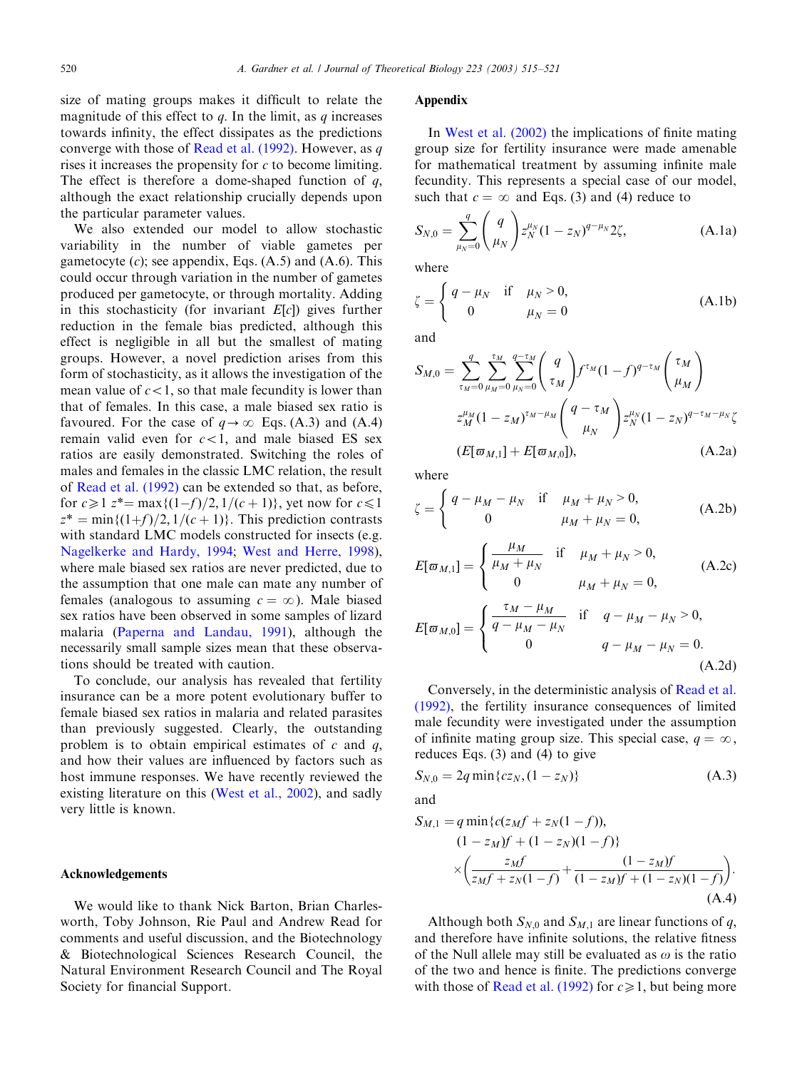size of mating groups makes it difficult to relate the magnitude of this effect to $q$. In the limit, as $q$ increases towards infinity, the effect dissipates as the predictions converge with those of Read et al. (1992). However, as $q$ rises it increases the propensity for $c$ to become limiting. The effect is therefore a dome-shaped function of $q$, although the exact relationship crucially depends upon the particular parameter values.

We also extended our model to allow stochastic variability in the number of viable gametes per gametocyte ($c$); see appendix, Eqs. (A.5) and (A.6). This could occur through variation in the number of gametes produced per gametocyte, or through mortality. Adding in this stochasticity (for invariant $E[c]$) gives further reduction in the female bias predicted, although this effect is negligible in all but the smallest of mating groups. However, a novel prediction arises from this form of stochasticity, as it allows the investigation of the mean value of $c<1$, so that male fecundity is lower than that of females. In this case, a male biased sex ratio is favoured. For the case of $q \to \infty$ Eqs. (A.3) and (A.4) remain valid even for $c<1$, and male biased ES sex ratios are easily demonstrated. Switching the roles of males and females in the classic LMC relation, the result of Read et al. (1992) can be extended so that, as before, for $c \geq 1$ $z^* = \max\{(1-f)/2, 1/(c+1)\}$, yet now for $c \leq 1$ $z^* = \min\{(1+f)/2, 1/(c+1)\}$. This prediction contrasts with standard LMC models constructed for insects (e.g. Nagelkerke and Hardy, 1994; West and Herre, 1998), where male biased sex ratios are never predicted, due to the assumption that one male can mate any number of females (analogous to assuming $c = \infty$). Male biased sex ratios have been observed in some samples of lizard malaria (Paperna and Landau, 1991), although the necessarily small sample sizes mean that these observations should be treated with caution.

To conclude, our analysis has revealed that fertility insurance can be a more potent evolutionary buffer to female biased sex ratios in malaria and related parasites than previously suggested. Clearly, the outstanding problem is to obtain empirical estimates of $c$ and $q$, and how their values are influenced by factors such as host immune responses. We have recently reviewed the existing literature on this (West et al., 2002), and sadly very little is known.

## Acknowledgements

We would like to thank Nick Barton, Brian Charlesworth, Toby Johnson, Rie Paul and Andrew Read for comments and useful discussion, and the Biotechnology & Biotechnological Sciences Research Council, the Natural Environment Research Council and The Royal Society for financial Support.

## Appendix

In West et al. (2002) the implications of finite mating group size for fertility insurance were made amenable for mathematical treatment by assuming infinite male fecundity. This represents a special case of our model, such that $c = \infty$ and Eqs. (3) and (4) reduce to

$$S_{N,0} = \sum_{\mu_N=0}^{q} \binom{q}{\mu_N} z_N^{\mu_N}(1-z_N)^{q-\mu_N} 2\zeta, \tag{A.1a}$$

where

$$\zeta = \begin{cases} q-\mu_N & \text{if} \quad \mu_N > 0, \\ 0 & \quad\ \ \mu_N = 0 \end{cases} \tag{A.1b}$$

and

$$\begin{aligned} S_{M,0} = &\sum_{\tau_M=0}^{q} \sum_{\mu_M=0}^{\tau_M} \sum_{\mu_N=0}^{q-\tau_M} \binom{q}{\tau_M} f^{\tau_M}(1-f)^{q-\tau_M} \binom{\tau_M}{\mu_M} \\ &z_M^{\mu_M}(1-z_M)^{\tau_M-\mu_M} \binom{q-\tau_M}{\mu_N} z_N^{\mu_N}(1-z_N)^{q-\tau_M-\mu_N}\zeta \\ &(E[\varpi_{M,1}] + E[\varpi_{M,0}]), \end{aligned} \tag{A.2a}$$

where

$$\zeta = \begin{cases} q-\mu_M-\mu_N & \text{if} \quad \mu_M+\mu_N > 0, \\ 0 & \quad\ \ \mu_M+\mu_N = 0, \end{cases} \tag{A.2b}$$

$$E[\varpi_{M,1}] = \begin{cases} \dfrac{\mu_M}{\mu_M+\mu_N} & \text{if} \quad \mu_M+\mu_N > 0, \\ 0 & \quad\ \ \mu_M+\mu_N = 0, \end{cases} \tag{A.2c}$$

$$E[\varpi_{M,0}] = \begin{cases} \dfrac{\tau_M-\mu_M}{q-\mu_M-\mu_N} & \text{if} \quad q-\mu_M-\mu_N > 0, \\ 0 & \quad\ \ q-\mu_M-\mu_N = 0. \end{cases} \tag{A.2d}$$

Conversely, in the deterministic analysis of Read et al. (1992), the fertility insurance consequences of limited male fecundity were investigated under the assumption of infinite mating group size. This special case, $q = \infty$, reduces Eqs. (3) and (4) to give

$$S_{N,0} = 2q \min\{cz_N, (1-z_N)\} \tag{A.3}$$

and

$$\begin{aligned} S_{M,1} = q \min\{&c(z_M f + z_N(1-f)), \\ &(1-z_M)f + (1-z_N)(1-f)\} \\ &\times \left( \frac{z_M f}{z_M f + z_N(1-f)} + \frac{(1-z_M)f}{(1-z_M)f + (1-z_N)(1-f)} \right). \end{aligned} \tag{A.4}$$

Although both $S_{N,0}$ and $S_{M,1}$ are linear functions of $q$, and therefore have infinite solutions, the relative fitness of the Null allele may still be evaluated as $\omega$ is the ratio of the two and hence is finite. The predictions converge with those of Read et al. (1992) for $c \geq 1$, but being more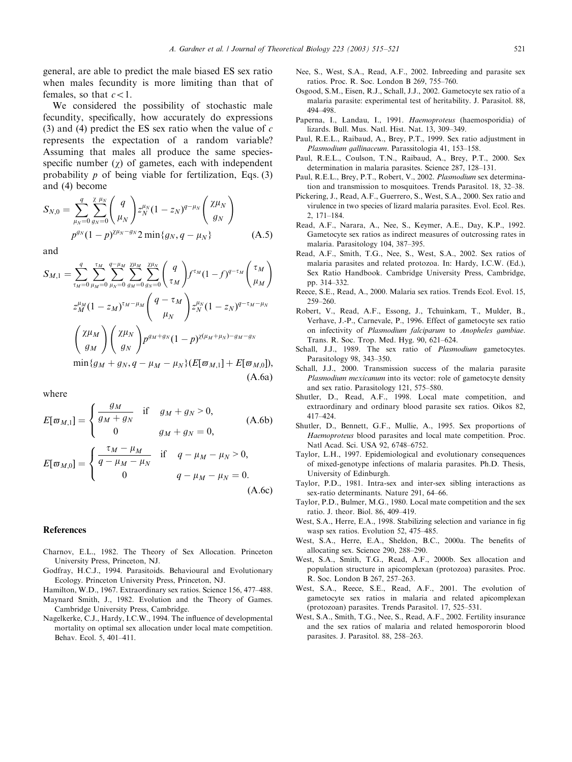general, are able to predict the male biased ES sex ratio when males fecundity is more limiting than that of females, so that $c < 1$.

We considered the possibility of stochastic male fecundity, specifically, how accurately do expressions (3) and (4) predict the ES sex ratio when the value of $c$ represents the expectation of a random variable? Assuming that males all produce the same species-specific number ($\chi$) of gametes, each with independent probability $p$ of being viable for fertilization, Eqs. (3) and (4) become

$$S_{N,0} = \sum_{\mu_N=0}^{q} \sum_{g_N=0}^{\chi\,\mu_N} \binom{q}{\mu_N} z_N^{\mu_N}(1-z_N)^{q-\mu_N} \binom{\chi\mu_N}{g_N} p^{g_N}(1-p)^{\chi\mu_N - g_N} 2\min\{g_N, q-\mu_N\} \tag{A.5}$$

and

$$\begin{aligned} S_{M,1} = {} & \sum_{\tau_M=0}^{q} \sum_{\mu_M=0}^{\tau_M} \sum_{\mu_N=0}^{q-\mu_M} \sum_{g_M=0}^{\chi\mu_M} \sum_{g_N=0}^{\chi\mu_N} \binom{q}{\tau_M} f^{\tau_M}(1-f)^{q-\tau_M} \binom{\tau_M}{\mu_M} \\ & z_M^{\mu_M}(1-z_M)^{\tau_M-\mu_M} \binom{q-\tau_M}{\mu_N} z_N^{\mu_N}(1-z_N)^{q-\tau_M-\mu_N} \\ & \binom{\chi\mu_M}{g_M} \binom{\chi\mu_N}{g_N} p^{g_M+g_N}(1-p)^{\chi(\mu_M+\mu_N)-g_M-g_N} \\ & \min\{g_M+g_N, q-\mu_M-\mu_N\}(E[\varpi_{M,1}] + E[\varpi_{M,0}]), \end{aligned} \tag{A.6a}$$

where

$$E[\varpi_{M,1}] = \begin{cases} \dfrac{g_M}{g_M+g_N} & \text{if} \quad g_M+g_N > 0, \\ 0 & \quad\;\; g_M+g_N = 0, \end{cases} \tag{A.6b}$$

$$E[\varpi_{M,0}] = \begin{cases} \dfrac{\tau_M-\mu_M}{q-\mu_M-\mu_N} & \text{if} \quad q-\mu_M-\mu_N > 0, \\ 0 & \quad\;\; q-\mu_M-\mu_N = 0. \end{cases} \tag{A.6c}$$

## References

Charnov, E.L., 1982. The Theory of Sex Allocation. Princeton University Press, Princeton, NJ.

Godfray, H.C.J., 1994. Parasitoids. Behavioural and Evolutionary Ecology. Princeton University Press, Princeton, NJ.

Hamilton, W.D., 1967. Extraordinary sex ratios. Science 156, 477–488.

Maynard Smith, J., 1982. Evolution and the Theory of Games. Cambridge University Press, Cambridge.

Nagelkerke, C.J., Hardy, I.C.W., 1994. The influence of developmental mortality on optimal sex allocation under local mate competition. Behav. Ecol. 5, 401–411.

Nee, S., West, S.A., Read, A.F., 2002. Inbreeding and parasite sex ratios. Proc. R. Soc. London B 269, 755–760.

Osgood, S.M., Eisen, R.J., Schall, J.J., 2002. Gametocyte sex ratio of a malaria parasite: experimental test of heritability. J. Parasitol. 88, 494–498.

Paperna, I., Landau, I., 1991. *Haemoproteus* (haemosporidia) of lizards. Bull. Mus. Natl. Hist. Nat. 13, 309–349.

Paul, R.E.L., Raibaud, A., Brey, P.T., 1999. Sex ratio adjustment in *Plasmodium gallinaceum*. Parassitologia 41, 153–158.

Paul, R.E.L., Coulson, T.N., Raibaud, A., Brey, P.T., 2000. Sex determination in malaria parasites. Science 287, 128–131.

Paul, R.E.L., Brey, P.T., Robert, V., 2002. *Plasmodium* sex determination and transmission to mosquitoes. Trends Parasitol. 18, 32–38.

Pickering, J., Read, A.F., Guerrero, S., West, S.A., 2000. Sex ratio and virulence in two species of lizard malaria parasites. Evol. Ecol. Res. 2, 171–184.

Read, A.F., Narara, A., Nee, S., Keymer, A.E., Day, K.P., 1992. Gametocyte sex ratios as indirect measures of outcrossing rates in malaria. Parasitology 104, 387–395.

Read, A.F., Smith, T.G., Nee, S., West, S.A., 2002. Sex ratios of malaria parasites and related protozoa. In: Hardy, I.C.W. (Ed.), Sex Ratio Handbook. Cambridge University Press, Cambridge, pp. 314–332.

Reece, S.E., Read, A., 2000. Malaria sex ratios. Trends Ecol. Evol. 15, 259–260.

Robert, V., Read, A.F., Essong, J., Tchuinkam, T., Mulder, B., Verhave, J.-P., Carnevale, P., 1996. Effect of gametocyte sex ratio on infectivity of *Plasmodium falciparum* to *Anopheles gambiae*. Trans. R. Soc. Trop. Med. Hyg. 90, 621–624.

Schall, J.J., 1989. The sex ratio of *Plasmodium* gametocytes. Parasitology 98, 343–350.

Schall, J.J., 2000. Transmission success of the malaria parasite *Plasmodium mexicanum* into its vector: role of gametocyte density and sex ratio. Parasitology 121, 575–580.

Shutler, D., Read, A.F., 1998. Local mate competition, and extraordinary and ordinary blood parasite sex ratios. Oikos 82, 417–424.

Shutler, D., Bennett, G.F., Mullie, A., 1995. Sex proportions of *Haemoproteus* blood parasites and local mate competition. Proc. Natl Acad. Sci. USA 92, 6748–6752.

Taylor, L.H., 1997. Epidemiological and evolutionary consequences of mixed-genotype infections of malaria parasites. Ph.D. Thesis, University of Edinburgh.

Taylor, P.D., 1981. Intra-sex and inter-sex sibling interactions as sex-ratio determinants. Nature 291, 64–66.

Taylor, P.D., Bulmer, M.G., 1980. Local mate competition and the sex ratio. J. theor. Biol. 86, 409–419.

West, S.A., Herre, E.A., 1998. Stabilizing selection and variance in fig wasp sex ratios. Evolution 52, 475–485.

West, S.A., Herre, E.A., Sheldon, B.C., 2000a. The benefits of allocating sex. Science 290, 288–290.

West, S.A., Smith, T.G., Read, A.F., 2000b. Sex allocation and population structure in apicomplexan (protozoa) parasites. Proc. R. Soc. London B 267, 257–263.

West, S.A., Reece, S.E., Read, A.F., 2001. The evolution of gametocyte sex ratios in malaria and related apicomplexan (protozoan) parasites. Trends Parasitol. 17, 525–531.

West, S.A., Smith, T.G., Nee, S., Read, A.F., 2002. Fertility insurance and the sex ratios of malaria and related hemospororin blood parasites. J. Parasitol. 88, 258–263.